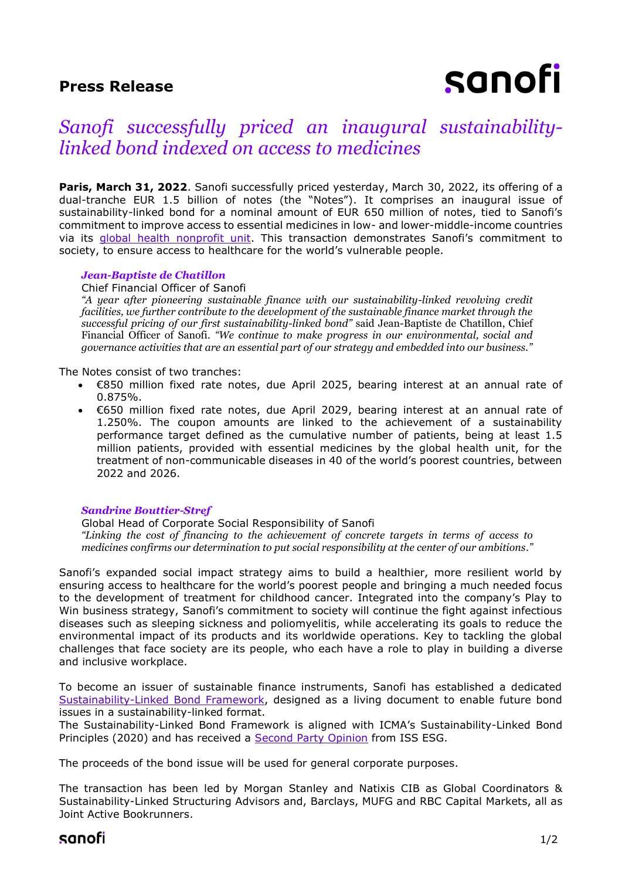**Press Release**

# *Sanofi successfully priced an inaugural sustainability-linked bond indexed on access to medicines*

**Paris, March 31, 2022**. Sanofi successfully priced yesterday, March 30, 2022, its offering of a dual-tranche EUR 1.5 billion of notes (the "Notes"). It comprises an inaugural issue of sustainability-linked bond for a nominal amount of EUR 650 million of notes, tied to Sanofi's commitment to improve access to essential medicines in low- and lower-middle-income countries via its global health nonprofit unit. This transaction demonstrates Sanofi's commitment to society, to ensure access to healthcare for the world's vulnerable people.

***Jean-Baptiste de Chatillon***
Chief Financial Officer of Sanofi
*"A year after pioneering sustainable finance with our sustainability-linked revolving credit facilities, we further contribute to the development of the sustainable finance market through the successful pricing of our first sustainability-linked bond"* said Jean-Baptiste de Chatillon, Chief Financial Officer of Sanofi. *"We continue to make progress in our environmental, social and governance activities that are an essential part of our strategy and embedded into our business."*

The Notes consist of two tranches:

- €850 million fixed rate notes, due April 2025, bearing interest at an annual rate of 0.875%.
- €650 million fixed rate notes, due April 2029, bearing interest at an annual rate of 1.250%. The coupon amounts are linked to the achievement of a sustainability performance target defined as the cumulative number of patients, being at least 1.5 million patients, provided with essential medicines by the global health unit, for the treatment of non-communicable diseases in 40 of the world's poorest countries, between 2022 and 2026.

***Sandrine Bouttier-Stref***
Global Head of Corporate Social Responsibility of Sanofi
*"Linking the cost of financing to the achievement of concrete targets in terms of access to medicines confirms our determination to put social responsibility at the center of our ambitions."*

Sanofi's expanded social impact strategy aims to build a healthier, more resilient world by ensuring access to healthcare for the world's poorest people and bringing a much needed focus to the development of treatment for childhood cancer. Integrated into the company's Play to Win business strategy, Sanofi's commitment to society will continue the fight against infectious diseases such as sleeping sickness and poliomyelitis, while accelerating its goals to reduce the environmental impact of its products and its worldwide operations. Key to tackling the global challenges that face society are its people, who each have a role to play in building a diverse and inclusive workplace.

To become an issuer of sustainable finance instruments, Sanofi has established a dedicated Sustainability-Linked Bond Framework, designed as a living document to enable future bond issues in a sustainability-linked format.
The Sustainability-Linked Bond Framework is aligned with ICMA's Sustainability-Linked Bond Principles (2020) and has received a Second Party Opinion from ISS ESG.

The proceeds of the bond issue will be used for general corporate purposes.

The transaction has been led by Morgan Stanley and Natixis CIB as Global Coordinators & Sustainability-Linked Structuring Advisors and, Barclays, MUFG and RBC Capital Markets, all as Joint Active Bookrunners.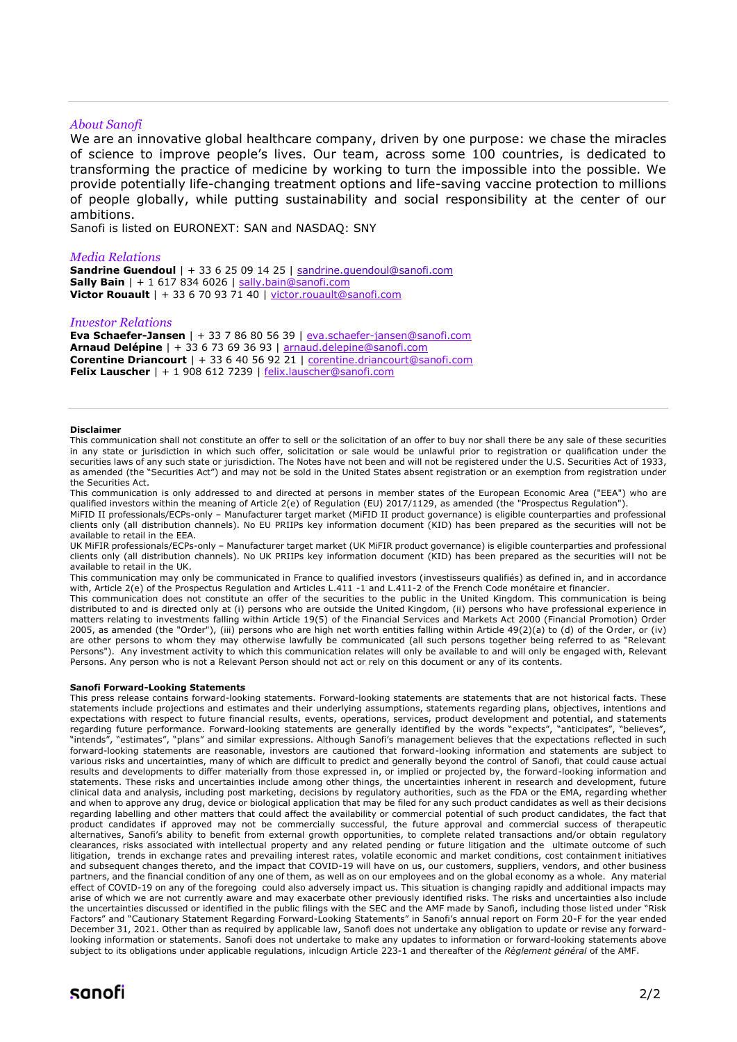## *About Sanofi*

We are an innovative global healthcare company, driven by one purpose: we chase the miracles of science to improve people's lives. Our team, across some 100 countries, is dedicated to transforming the practice of medicine by working to turn the impossible into the possible. We provide potentially life-changing treatment options and life-saving vaccine protection to millions of people globally, while putting sustainability and social responsibility at the center of our ambitions.

Sanofi is listed on EURONEXT: SAN and NASDAQ: SNY

## *Media Relations*

**Sandrine Guendoul** | + 33 6 25 09 14 25 | sandrine.guendoul@sanofi.com
**Sally Bain** | + 1 617 834 6026 | sally.bain@sanofi.com
**Victor Rouault** | + 33 6 70 93 71 40 | victor.rouault@sanofi.com

## *Investor Relations*

**Eva Schaefer-Jansen** | + 33 7 86 80 56 39 | eva.schaefer-jansen@sanofi.com
**Arnaud Delépine** | + 33 6 73 69 36 93 | arnaud.delepine@sanofi.com
**Corentine Driancourt** | + 33 6 40 56 92 21 | corentine.driancourt@sanofi.com
**Felix Lauscher** | + 1 908 612 7239 | felix.lauscher@sanofi.com

---

**Disclaimer**

This communication shall not constitute an offer to sell or the solicitation of an offer to buy nor shall there be any sale of these securities in any state or jurisdiction in which such offer, solicitation or sale would be unlawful prior to registration or qualification under the securities laws of any such state or jurisdiction. The Notes have not been and will not be registered under the U.S. Securities Act of 1933, as amended (the "Securities Act") and may not be sold in the United States absent registration or an exemption from registration under the Securities Act.

This communication is only addressed to and directed at persons in member states of the European Economic Area ("EEA") who are qualified investors within the meaning of Article 2(e) of Regulation (EU) 2017/1129, as amended (the "Prospectus Regulation").

MiFID II professionals/ECPs-only – Manufacturer target market (MiFID II product governance) is eligible counterparties and professional clients only (all distribution channels). No EU PRIIPs key information document (KID) has been prepared as the securities will not be available to retail in the EEA.

UK MiFIR professionals/ECPs-only – Manufacturer target market (UK MiFIR product governance) is eligible counterparties and professional clients only (all distribution channels). No UK PRIIPs key information document (KID) has been prepared as the securities will not be available to retail in the UK.

This communication may only be communicated in France to qualified investors (investisseurs qualifiés) as defined in, and in accordance with, Article 2(e) of the Prospectus Regulation and Articles L.411 -1 and L.411-2 of the French Code monétaire et financier.

This communication does not constitute an offer of the securities to the public in the United Kingdom. This communication is being distributed to and is directed only at (i) persons who are outside the United Kingdom, (ii) persons who have professional experience in matters relating to investments falling within Article 19(5) of the Financial Services and Markets Act 2000 (Financial Promotion) Order 2005, as amended (the "Order"), (iii) persons who are high net worth entities falling within Article 49(2)(a) to (d) of the Order, or (iv) are other persons to whom they may otherwise lawfully be communicated (all such persons together being referred to as "Relevant Persons"). Any investment activity to which this communication relates will only be available to and will only be engaged with, Relevant Persons. Any person who is not a Relevant Person should not act or rely on this document or any of its contents.

**Sanofi Forward-Looking Statements**

This press release contains forward-looking statements. Forward-looking statements are statements that are not historical facts. These statements include projections and estimates and their underlying assumptions, statements regarding plans, objectives, intentions and expectations with respect to future financial results, events, operations, services, product development and potential, and statements regarding future performance. Forward-looking statements are generally identified by the words "expects", "anticipates", "believes", "intends", "estimates", "plans" and similar expressions. Although Sanofi's management believes that the expectations reflected in such forward-looking statements are reasonable, investors are cautioned that forward-looking information and statements are subject to various risks and uncertainties, many of which are difficult to predict and generally beyond the control of Sanofi, that could cause actual results and developments to differ materially from those expressed in, or implied or projected by, the forward-looking information and statements. These risks and uncertainties include among other things, the uncertainties inherent in research and development, future clinical data and analysis, including post marketing, decisions by regulatory authorities, such as the FDA or the EMA, regarding whether and when to approve any drug, device or biological application that may be filed for any such product candidates as well as their decisions regarding labelling and other matters that could affect the availability or commercial potential of such product candidates, the fact that product candidates if approved may not be commercially successful, the future approval and commercial success of therapeutic alternatives, Sanofi's ability to benefit from external growth opportunities, to complete related transactions and/or obtain regulatory clearances, risks associated with intellectual property and any related pending or future litigation and the ultimate outcome of such litigation, trends in exchange rates and prevailing interest rates, volatile economic and market conditions, cost containment initiatives and subsequent changes thereto, and the impact that COVID-19 will have on us, our customers, suppliers, vendors, and other business partners, and the financial condition of any one of them, as well as on our employees and on the global economy as a whole. Any material effect of COVID-19 on any of the foregoing could also adversely impact us. This situation is changing rapidly and additional impacts may arise of which we are not currently aware and may exacerbate other previously identified risks. The risks and uncertainties also include the uncertainties discussed or identified in the public filings with the SEC and the AMF made by Sanofi, including those listed under "Risk Factors" and "Cautionary Statement Regarding Forward-Looking Statements" in Sanofi's annual report on Form 20-F for the year ended December 31, 2021. Other than as required by applicable law, Sanofi does not undertake any obligation to update or revise any forward-looking information or statements. Sanofi does not undertake to make any updates to information or forward-looking statements above subject to its obligations under applicable regulations, inlcudign Article 223-1 and thereafter of the *Règlement général* of the AMF.